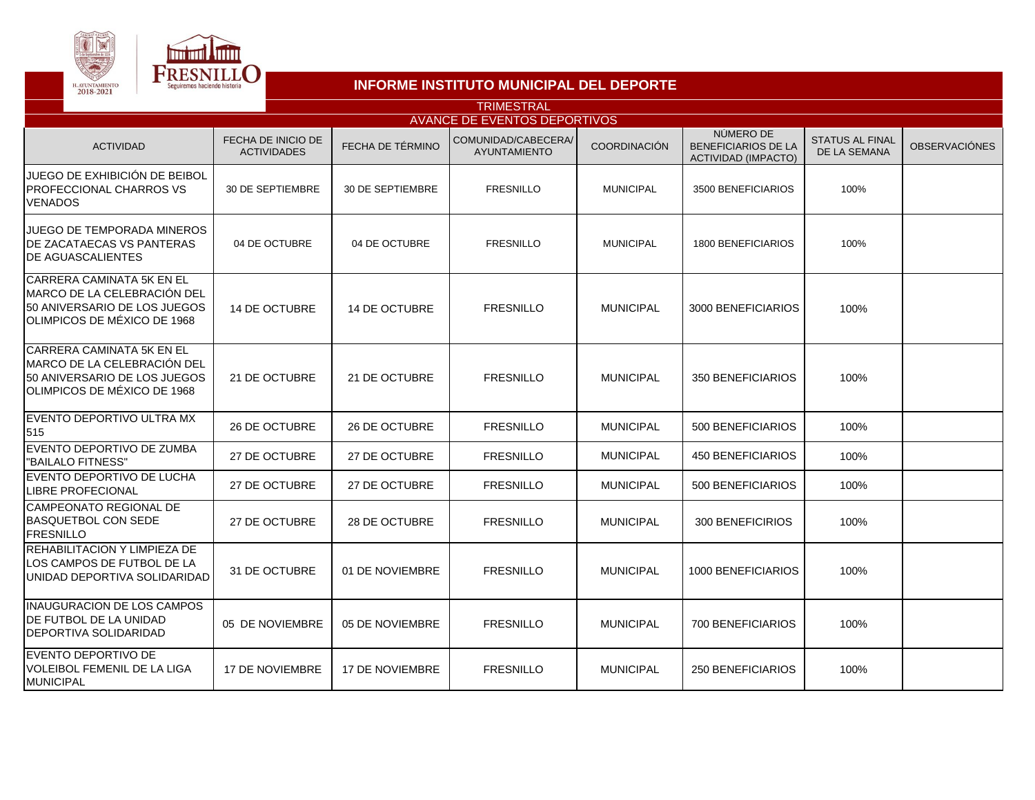# INFORME INSTITUTO MUNICIPAL DEL DEPORTE

TRIMESTRAL

AVANCE DE EVENTOS DEPORTIVOS

| ACTIVIDAD | FECHA DE INICIO DE ACTIVIDADES | FECHA DE TÉRMINO | COMUNIDAD/CABECERA/ AYUNTAMIENTO | COORDINACIÓN | NÚMERO DE BENEFICIARIOS DE LA ACTIVIDAD (IMPACTO) | STATUS AL FINAL DE LA SEMANA | OBSERVACIÓNES |
|---|---|---|---|---|---|---|---|
| JUEGO DE EXHIBICIÓN DE BEIBOL PROFECCIONAL CHARROS VS VENADOS | 30 DE SEPTIEMBRE | 30 DE SEPTIEMBRE | FRESNILLO | MUNICIPAL | 3500 BENEFICIARIOS | 100% | |
| JUEGO DE TEMPORADA MINEROS DE ZACATAECAS VS PANTERAS DE AGUASCALIENTES | 04 DE OCTUBRE | 04 DE OCTUBRE | FRESNILLO | MUNICIPAL | 1800 BENEFICIARIOS | 100% | |
| CARRERA CAMINATA 5K EN EL MARCO DE LA CELEBRACIÓN DEL 50 ANIVERSARIO DE LOS JUEGOS OLIMPICOS DE MÉXICO DE 1968 | 14 DE OCTUBRE | 14 DE OCTUBRE | FRESNILLO | MUNICIPAL | 3000 BENEFICIARIOS | 100% | |
| CARRERA CAMINATA 5K EN EL MARCO DE LA CELEBRACIÓN DEL 50 ANIVERSARIO DE LOS JUEGOS OLIMPICOS DE MÉXICO DE 1968 | 21 DE OCTUBRE | 21 DE OCTUBRE | FRESNILLO | MUNICIPAL | 350 BENEFICIARIOS | 100% | |
| EVENTO DEPORTIVO ULTRA MX 515 | 26 DE OCTUBRE | 26 DE OCTUBRE | FRESNILLO | MUNICIPAL | 500 BENEFICIARIOS | 100% | |
| EVENTO DEPORTIVO DE ZUMBA "BAILALO FITNESS" | 27 DE OCTUBRE | 27 DE OCTUBRE | FRESNILLO | MUNICIPAL | 450 BENEFICIARIOS | 100% | |
| EVENTO DEPORTIVO DE LUCHA LIBRE PROFECIONAL | 27 DE OCTUBRE | 27 DE OCTUBRE | FRESNILLO | MUNICIPAL | 500 BENEFICIARIOS | 100% | |
| CAMPEONATO REGIONAL DE BASQUETBOL CON SEDE FRESNILLO | 27 DE OCTUBRE | 28 DE OCTUBRE | FRESNILLO | MUNICIPAL | 300 BENEFICIRIOS | 100% | |
| REHABILITACION Y LIMPIEZA DE LOS CAMPOS DE FUTBOL DE LA UNIDAD DEPORTIVA SOLIDARIDAD | 31 DE OCTUBRE | 01 DE NOVIEMBRE | FRESNILLO | MUNICIPAL | 1000 BENEFICIARIOS | 100% | |
| INAUGURACION DE LOS CAMPOS DE FUTBOL DE LA UNIDAD DEPORTIVA SOLIDARIDAD | 05 DE NOVIEMBRE | 05 DE NOVIEMBRE | FRESNILLO | MUNICIPAL | 700 BENEFICIARIOS | 100% | |
| EVENTO DEPORTIVO DE VOLEIBOL FEMENIL DE LA LIGA MUNICIPAL | 17 DE NOVIEMBRE | 17 DE NOVIEMBRE | FRESNILLO | MUNICIPAL | 250 BENEFICIARIOS | 100% | |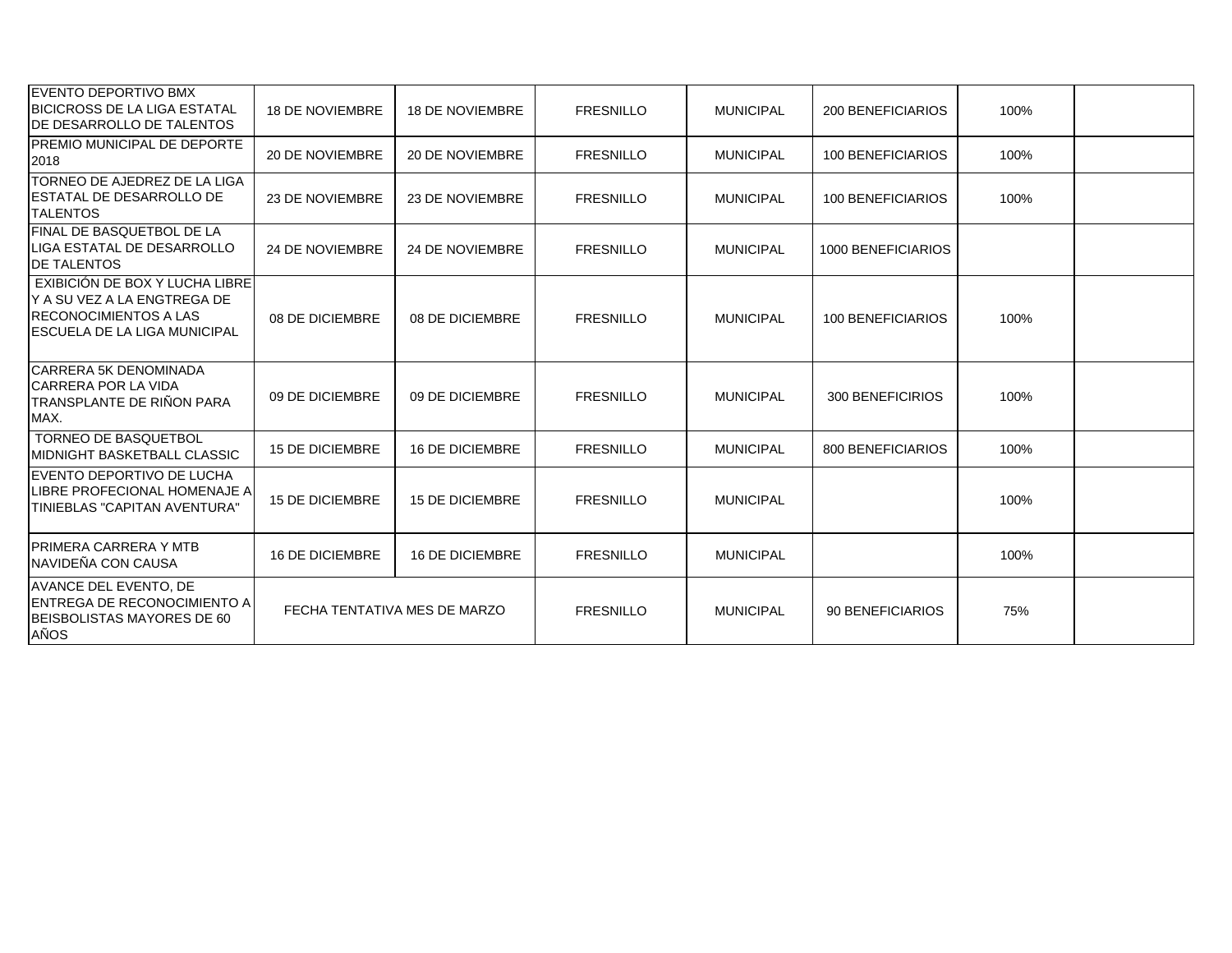| | | | | | | | |
|---|---|---|---|---|---|---|---|
| EVENTO DEPORTIVO BMX BICICROSS DE LA LIGA ESTATAL DE DESARROLLO DE TALENTOS | 18 DE NOVIEMBRE | 18 DE NOVIEMBRE | FRESNILLO | MUNICIPAL | 200 BENEFICIARIOS | 100% | |
| PREMIO MUNICIPAL DE DEPORTE 2018 | 20 DE NOVIEMBRE | 20 DE NOVIEMBRE | FRESNILLO | MUNICIPAL | 100 BENEFICIARIOS | 100% | |
| TORNEO DE AJEDREZ DE LA LIGA ESTATAL DE DESARROLLO DE TALENTOS | 23 DE NOVIEMBRE | 23 DE NOVIEMBRE | FRESNILLO | MUNICIPAL | 100 BENEFICIARIOS | 100% | |
| FINAL DE BASQUETBOL DE LA LIGA ESTATAL DE DESARROLLO DE TALENTOS | 24 DE NOVIEMBRE | 24 DE NOVIEMBRE | FRESNILLO | MUNICIPAL | 1000 BENEFICIARIOS | | |
| EXIBICIÓN DE BOX Y LUCHA LIBRE Y A SU VEZ A LA ENGTREGA DE RECONOCIMIENTOS A LAS ESCUELA DE LA LIGA MUNICIPAL | 08 DE DICIEMBRE | 08 DE DICIEMBRE | FRESNILLO | MUNICIPAL | 100 BENEFICIARIOS | 100% | |
| CARRERA 5K DENOMINADA CARRERA POR LA VIDA TRANSPLANTE DE RIÑON PARA MAX. | 09 DE DICIEMBRE | 09 DE DICIEMBRE | FRESNILLO | MUNICIPAL | 300 BENEFICIRIOS | 100% | |
| TORNEO DE BASQUETBOL MIDNIGHT BASKETBALL CLASSIC | 15 DE DICIEMBRE | 16 DE DICIEMBRE | FRESNILLO | MUNICIPAL | 800 BENEFICIARIOS | 100% | |
| EVENTO DEPORTIVO DE LUCHA LIBRE PROFECIONAL HOMENAJE A TINIEBLAS "CAPITAN AVENTURA" | 15 DE DICIEMBRE | 15 DE DICIEMBRE | FRESNILLO | MUNICIPAL | | 100% | |
| PRIMERA CARRERA Y MTB NAVIDEÑA CON CAUSA | 16 DE DICIEMBRE | 16 DE DICIEMBRE | FRESNILLO | MUNICIPAL | | 100% | |
| AVANCE DEL EVENTO, DE ENTREGA DE RECONOCIMIENTO A BEISBOLISTAS MAYORES DE 60 AÑOS | FECHA TENTATIVA MES DE MARZO | | FRESNILLO | MUNICIPAL | 90 BENEFICIARIOS | 75% | |